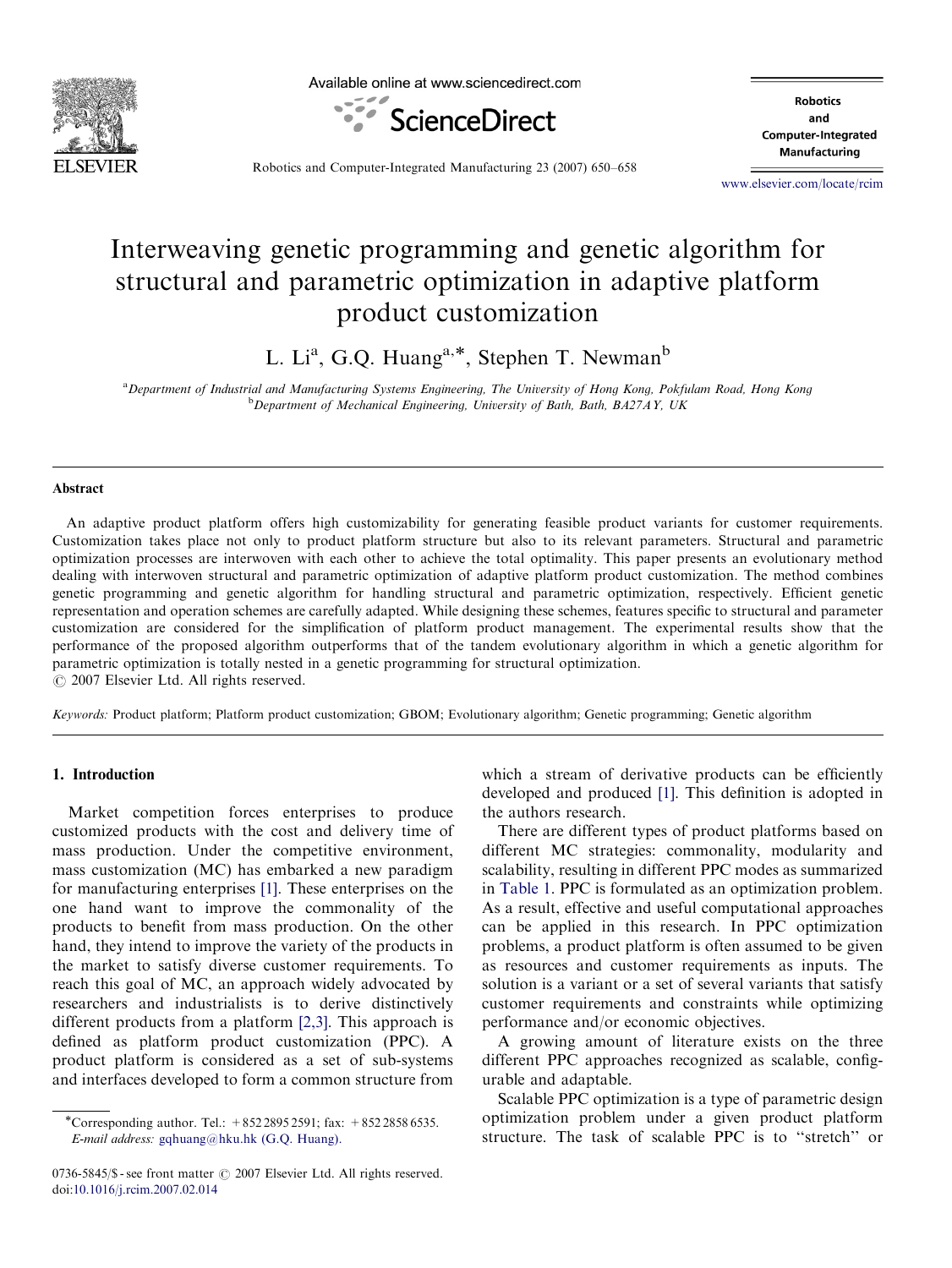# Interweaving genetic programming and genetic algorithm for structural and parametric optimization in adaptive platform product customization

L. Li[a], G.Q. Huang[a,*], Stephen T. Newman[b]

[a]Department of Industrial and Manufacturing Systems Engineering, The University of Hong Kong, Pokfulam Road, Hong Kong
[b]Department of Mechanical Engineering, University of Bath, Bath, BA27AY, UK

## Abstract

An adaptive product platform offers high customizability for generating feasible product variants for customer requirements. Customization takes place not only to product platform structure but also to its relevant parameters. Structural and parametric optimization processes are interwoven with each other to achieve the total optimality. This paper presents an evolutionary method dealing with interwoven structural and parametric optimization of adaptive platform product customization. The method combines genetic programming and genetic algorithm for handling structural and parametric optimization, respectively. Efficient genetic representation and operation schemes are carefully adapted. While designing these schemes, features specific to structural and parameter customization are considered for the simplification of platform product management. The experimental results show that the performance of the proposed algorithm outperforms that of the tandem evolutionary algorithm in which a genetic algorithm for parametric optimization is totally nested in a genetic programming for structural optimization.

© 2007 Elsevier Ltd. All rights reserved.

*Keywords:* Product platform; Platform product customization; GBOM; Evolutionary algorithm; Genetic programming; Genetic algorithm

## 1. Introduction

Market competition forces enterprises to produce customized products with the cost and delivery time of mass production. Under the competitive environment, mass customization (MC) has embarked a new paradigm for manufacturing enterprises [1]. These enterprises on the one hand want to improve the commonality of the products to benefit from mass production. On the other hand, they intend to improve the variety of the products in the market to satisfy diverse customer requirements. To reach this goal of MC, an approach widely advocated by researchers and industrialists is to derive distinctively different products from a platform [2,3]. This approach is defined as platform product customization (PPC). A product platform is considered as a set of sub-systems and interfaces developed to form a common structure from which a stream of derivative products can be efficiently developed and produced [1]. This definition is adopted in the authors research.

There are different types of product platforms based on different MC strategies: commonality, modularity and scalability, resulting in different PPC modes as summarized in Table 1. PPC is formulated as an optimization problem. As a result, effective and useful computational approaches can be applied in this research. In PPC optimization problems, a product platform is often assumed to be given as resources and customer requirements as inputs. The solution is a variant or a set of several variants that satisfy customer requirements and constraints while optimizing performance and/or economic objectives.

A growing amount of literature exists on the three different PPC approaches recognized as scalable, configurable and adaptable.

Scalable PPC optimization is a type of parametric design optimization problem under a given product platform structure. The task of scalable PPC is to "stretch" or

*Corresponding author. Tel.: +852 2895 2591; fax: +852 2858 6535. *E-mail address:* gqhuang@hku.hk (G.Q. Huang).

0736-5845/$ - see front matter © 2007 Elsevier Ltd. All rights reserved.
doi:10.1016/j.rcim.2007.02.014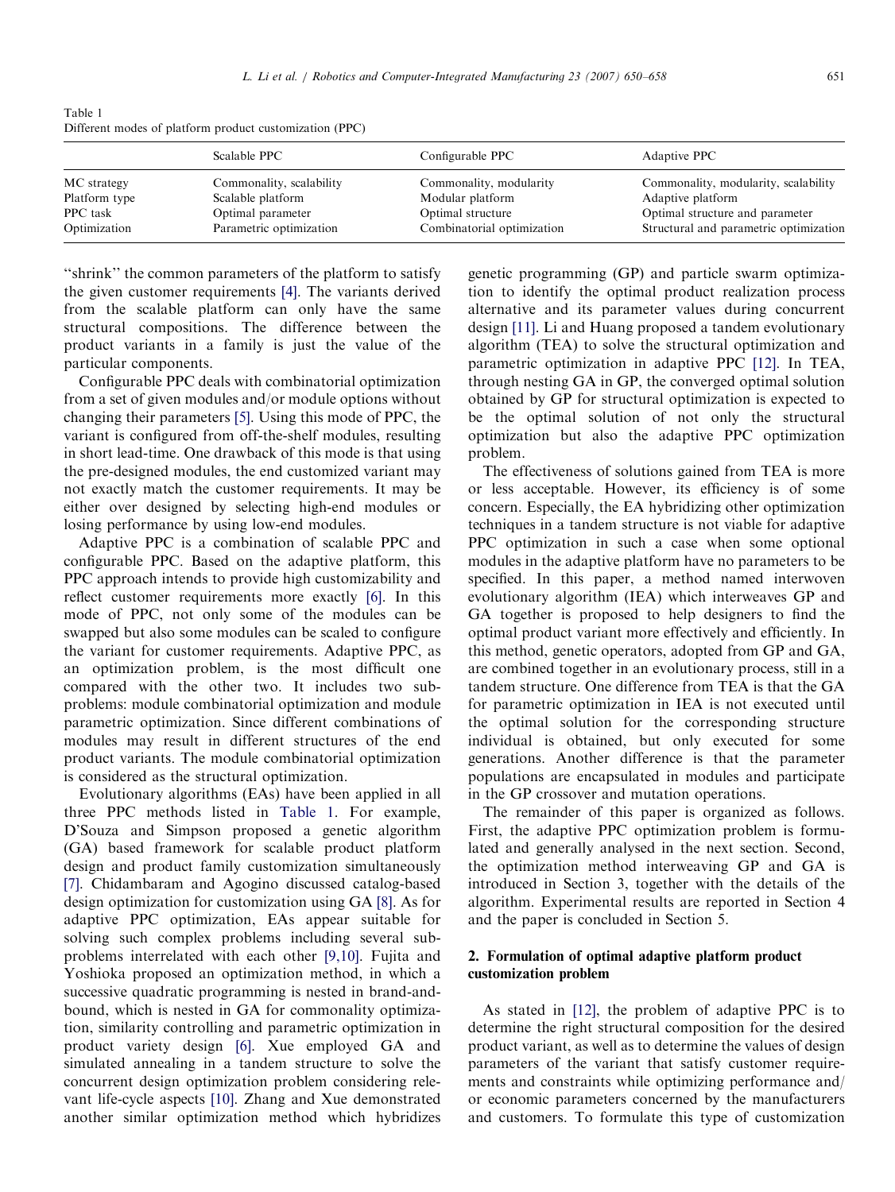Table 1
Different modes of platform product customization (PPC)

| | Scalable PPC | Configurable PPC | Adaptive PPC |
|---|---|---|---|
| MC strategy | Commonality, scalability | Commonality, modularity | Commonality, modularity, scalability |
| Platform type | Scalable platform | Modular platform | Adaptive platform |
| PPC task | Optimal parameter | Optimal structure | Optimal structure and parameter |
| Optimization | Parametric optimization | Combinatorial optimization | Structural and parametric optimization |

''shrink'' the common parameters of the platform to satisfy the given customer requirements [4]. The variants derived from the scalable platform can only have the same structural compositions. The difference between the product variants in a family is just the value of the particular components.

Configurable PPC deals with combinatorial optimization from a set of given modules and/or module options without changing their parameters [5]. Using this mode of PPC, the variant is configured from off-the-shelf modules, resulting in short lead-time. One drawback of this mode is that using the pre-designed modules, the end customized variant may not exactly match the customer requirements. It may be either over designed by selecting high-end modules or losing performance by using low-end modules.

Adaptive PPC is a combination of scalable PPC and configurable PPC. Based on the adaptive platform, this PPC approach intends to provide high customizability and reflect customer requirements more exactly [6]. In this mode of PPC, not only some of the modules can be swapped but also some modules can be scaled to configure the variant for customer requirements. Adaptive PPC, as an optimization problem, is the most difficult one compared with the other two. It includes two sub-problems: module combinatorial optimization and module parametric optimization. Since different combinations of modules may result in different structures of the end product variants. The module combinatorial optimization is considered as the structural optimization.

Evolutionary algorithms (EAs) have been applied in all three PPC methods listed in Table 1. For example, D'Souza and Simpson proposed a genetic algorithm (GA) based framework for scalable product platform design and product family customization simultaneously [7]. Chidambaram and Agogino discussed catalog-based design optimization for customization using GA [8]. As for adaptive PPC optimization, EAs appear suitable for solving such complex problems including several sub-problems interrelated with each other [9,10]. Fujita and Yoshioka proposed an optimization method, in which a successive quadratic programming is nested in brand-and-bound, which is nested in GA for commonality optimization, similarity controlling and parametric optimization in product variety design [6]. Xue employed GA and simulated annealing in a tandem structure to solve the concurrent design optimization problem considering relevant life-cycle aspects [10]. Zhang and Xue demonstrated another similar optimization method which hybridizes genetic programming (GP) and particle swarm optimization to identify the optimal product realization process alternative and its parameter values during concurrent design [11]. Li and Huang proposed a tandem evolutionary algorithm (TEA) to solve the structural optimization and parametric optimization in adaptive PPC [12]. In TEA, through nesting GA in GP, the converged optimal solution obtained by GP for structural optimization is expected to be the optimal solution of not only the structural optimization but also the adaptive PPC optimization problem.

The effectiveness of solutions gained from TEA is more or less acceptable. However, its efficiency is of some concern. Especially, the EA hybridizing other optimization techniques in a tandem structure is not viable for adaptive PPC optimization in such a case when some optional modules in the adaptive platform have no parameters to be specified. In this paper, a method named interwoven evolutionary algorithm (IEA) which interweaves GP and GA together is proposed to help designers to find the optimal product variant more effectively and efficiently. In this method, genetic operators, adopted from GP and GA, are combined together in an evolutionary process, still in a tandem structure. One difference from TEA is that the GA for parametric optimization in IEA is not executed until the optimal solution for the corresponding structure individual is obtained, but only executed for some generations. Another difference is that the parameter populations are encapsulated in modules and participate in the GP crossover and mutation operations.

The remainder of this paper is organized as follows. First, the adaptive PPC optimization problem is formulated and generally analysed in the next section. Second, the optimization method interweaving GP and GA is introduced in Section 3, together with the details of the algorithm. Experimental results are reported in Section 4 and the paper is concluded in Section 5.

## 2. Formulation of optimal adaptive platform product customization problem

As stated in [12], the problem of adaptive PPC is to determine the right structural composition for the desired product variant, as well as to determine the values of design parameters of the variant that satisfy customer requirements and constraints while optimizing performance and/or economic parameters concerned by the manufacturers and customers. To formulate this type of customization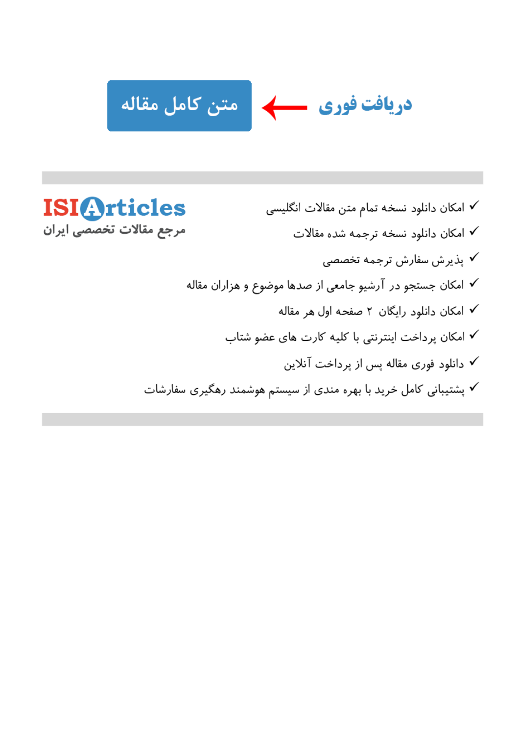دریافت فوری ← **متن کامل مقاله**

**ISIArticles**
مرجع مقالات تخصصی ایران

- ✓ امکان دانلود نسخه تمام متن مقالات انگلیسی
- ✓ امکان دانلود نسخه ترجمه شده مقالات
- ✓ پذیرش سفارش ترجمه تخصصی
- ✓ امکان جستجو در آرشیو جامعی از صدها موضوع و هزاران مقاله
- ✓ امکان دانلود رایگان ۲ صفحه اول هر مقاله
- ✓ امکان پرداخت اینترنتی با کلیه کارت های عضو شتاب
- ✓ دانلود فوری مقاله پس از پرداخت آنلاین
- ✓ پشتیبانی کامل خرید با بهره مندی از سیستم هوشمند رهگیری سفارشات